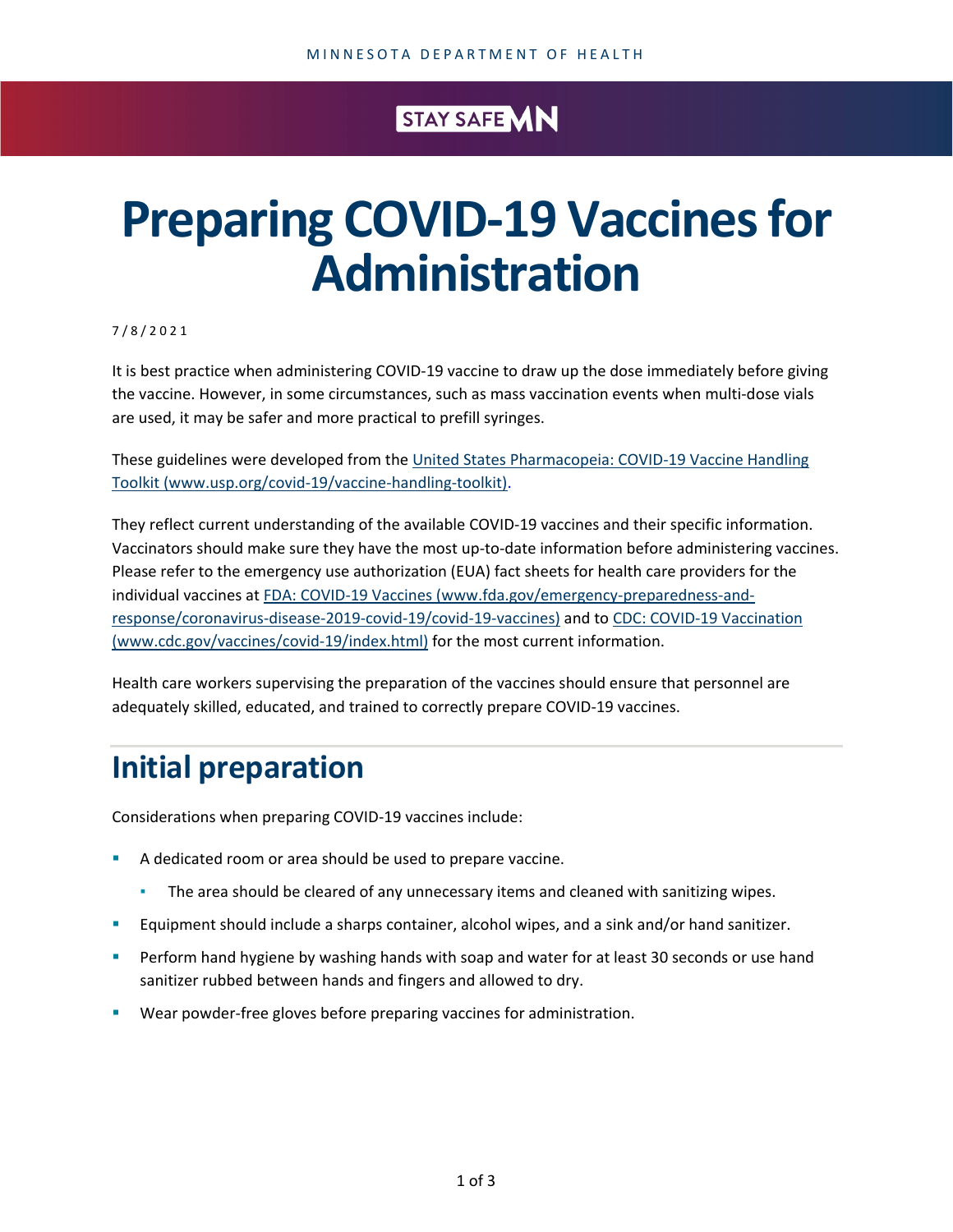MINNESOTA DEPARTMENT OF HEALTH

STAY SAFE MN

# Preparing COVID-19 Vaccines for Administration

7/8/2021

It is best practice when administering COVID-19 vaccine to draw up the dose immediately before giving the vaccine. However, in some circumstances, such as mass vaccination events when multi-dose vials are used, it may be safer and more practical to prefill syringes.

These guidelines were developed from the [United States Pharmacopeia: COVID-19 Vaccine Handling Toolkit (www.usp.org/covid-19/vaccine-handling-toolkit)](www.usp.org/covid-19/vaccine-handling-toolkit).

They reflect current understanding of the available COVID-19 vaccines and their specific information. Vaccinators should make sure they have the most up-to-date information before administering vaccines. Please refer to the emergency use authorization (EUA) fact sheets for health care providers for the individual vaccines at [FDA: COVID-19 Vaccines (www.fda.gov/emergency-preparedness-and-response/coronavirus-disease-2019-covid-19/covid-19-vaccines)](www.fda.gov/emergency-preparedness-and-response/coronavirus-disease-2019-covid-19/covid-19-vaccines) and to [CDC: COVID-19 Vaccination (www.cdc.gov/vaccines/covid-19/index.html)](www.cdc.gov/vaccines/covid-19/index.html) for the most current information.

Health care workers supervising the preparation of the vaccines should ensure that personnel are adequately skilled, educated, and trained to correctly prepare COVID-19 vaccines.

## Initial preparation

Considerations when preparing COVID-19 vaccines include:

- A dedicated room or area should be used to prepare vaccine.
  - The area should be cleared of any unnecessary items and cleaned with sanitizing wipes.
- Equipment should include a sharps container, alcohol wipes, and a sink and/or hand sanitizer.
- Perform hand hygiene by washing hands with soap and water for at least 30 seconds or use hand sanitizer rubbed between hands and fingers and allowed to dry.
- Wear powder-free gloves before preparing vaccines for administration.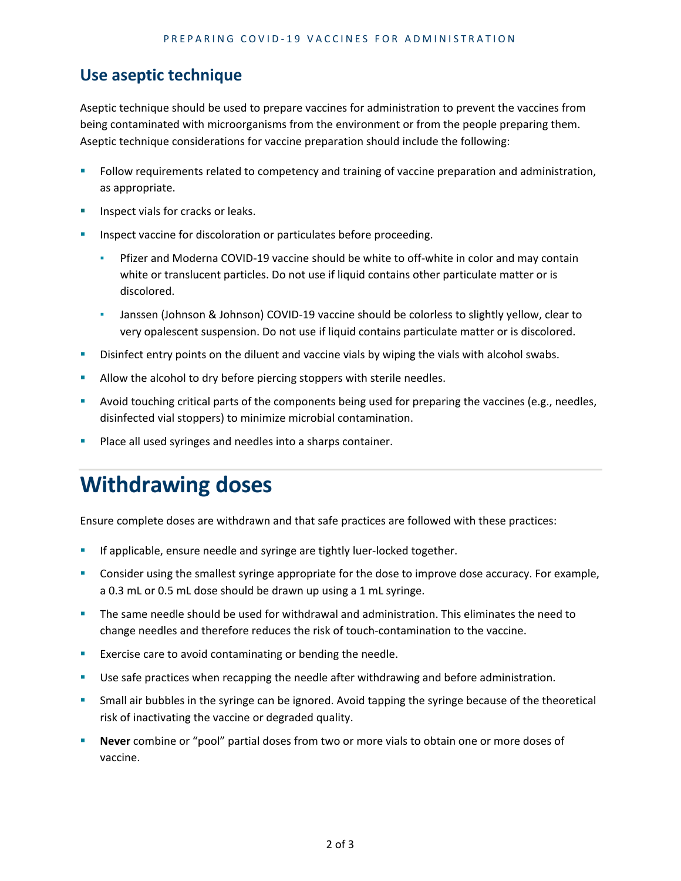## Use aseptic technique

Aseptic technique should be used to prepare vaccines for administration to prevent the vaccines from being contaminated with microorganisms from the environment or from the people preparing them. Aseptic technique considerations for vaccine preparation should include the following:

- Follow requirements related to competency and training of vaccine preparation and administration, as appropriate.
- Inspect vials for cracks or leaks.
- Inspect vaccine for discoloration or particulates before proceeding.
  - Pfizer and Moderna COVID-19 vaccine should be white to off-white in color and may contain white or translucent particles. Do not use if liquid contains other particulate matter or is discolored.
  - Janssen (Johnson & Johnson) COVID-19 vaccine should be colorless to slightly yellow, clear to very opalescent suspension. Do not use if liquid contains particulate matter or is discolored.
- Disinfect entry points on the diluent and vaccine vials by wiping the vials with alcohol swabs.
- Allow the alcohol to dry before piercing stoppers with sterile needles.
- Avoid touching critical parts of the components being used for preparing the vaccines (e.g., needles, disinfected vial stoppers) to minimize microbial contamination.
- Place all used syringes and needles into a sharps container.

# Withdrawing doses

Ensure complete doses are withdrawn and that safe practices are followed with these practices:

- If applicable, ensure needle and syringe are tightly luer-locked together.
- Consider using the smallest syringe appropriate for the dose to improve dose accuracy. For example, a 0.3 mL or 0.5 mL dose should be drawn up using a 1 mL syringe.
- The same needle should be used for withdrawal and administration. This eliminates the need to change needles and therefore reduces the risk of touch-contamination to the vaccine.
- Exercise care to avoid contaminating or bending the needle.
- Use safe practices when recapping the needle after withdrawing and before administration.
- Small air bubbles in the syringe can be ignored. Avoid tapping the syringe because of the theoretical risk of inactivating the vaccine or degraded quality.
- **Never** combine or "pool" partial doses from two or more vials to obtain one or more doses of vaccine.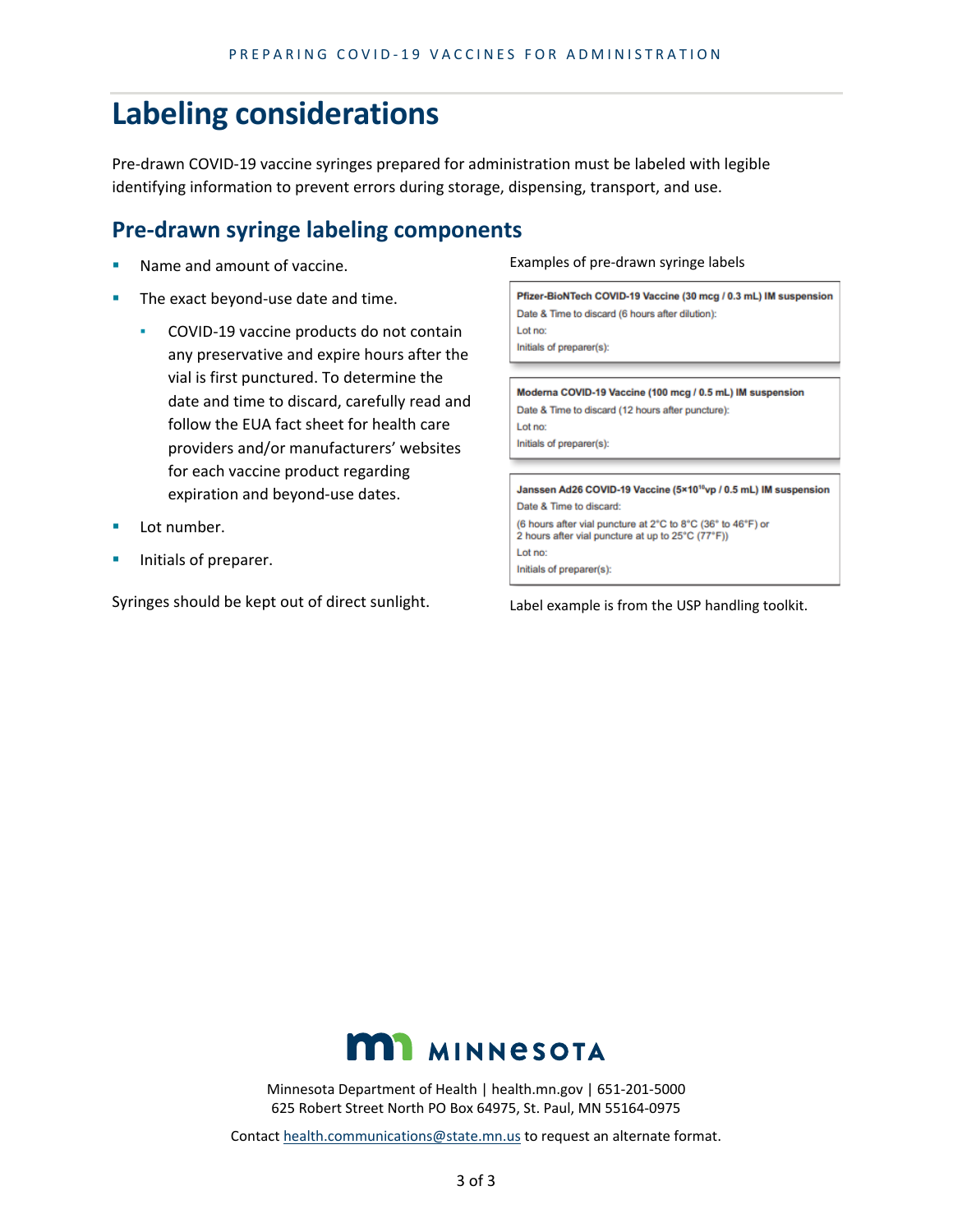# Labeling considerations

Pre-drawn COVID-19 vaccine syringes prepared for administration must be labeled with legible identifying information to prevent errors during storage, dispensing, transport, and use.

## Pre-drawn syringe labeling components

- Name and amount of vaccine.
- The exact beyond-use date and time.
  - COVID-19 vaccine products do not contain any preservative and expire hours after the vial is first punctured. To determine the date and time to discard, carefully read and follow the EUA fact sheet for health care providers and/or manufacturers' websites for each vaccine product regarding expiration and beyond-use dates.
- Lot number.
- Initials of preparer.

Syringes should be kept out of direct sunlight.

Examples of pre-drawn syringe labels

**Pfizer-BioNTech COVID-19 Vaccine (30 mcg / 0.3 mL) IM suspension**
Date & Time to discard (6 hours after dilution):
Lot no:
Initials of preparer(s):

**Moderna COVID-19 Vaccine (100 mcg / 0.5 mL) IM suspension**
Date & Time to discard (12 hours after puncture):
Lot no:
Initials of preparer(s):

**Janssen Ad26 COVID-19 Vaccine ($5 \times 10^{10}$vp / 0.5 mL) IM suspension**
Date & Time to discard:
(6 hours after vial puncture at 2°C to 8°C (36° to 46°F) or 2 hours after vial puncture at up to 25°C (77°F))
Lot no:
Initials of preparer(s):

Label example is from the USP handling toolkit.

Minnesota Department of Health | health.mn.gov | 651-201-5000
625 Robert Street North PO Box 64975, St. Paul, MN 55164-0975

Contact health.communications@state.mn.us to request an alternate format.